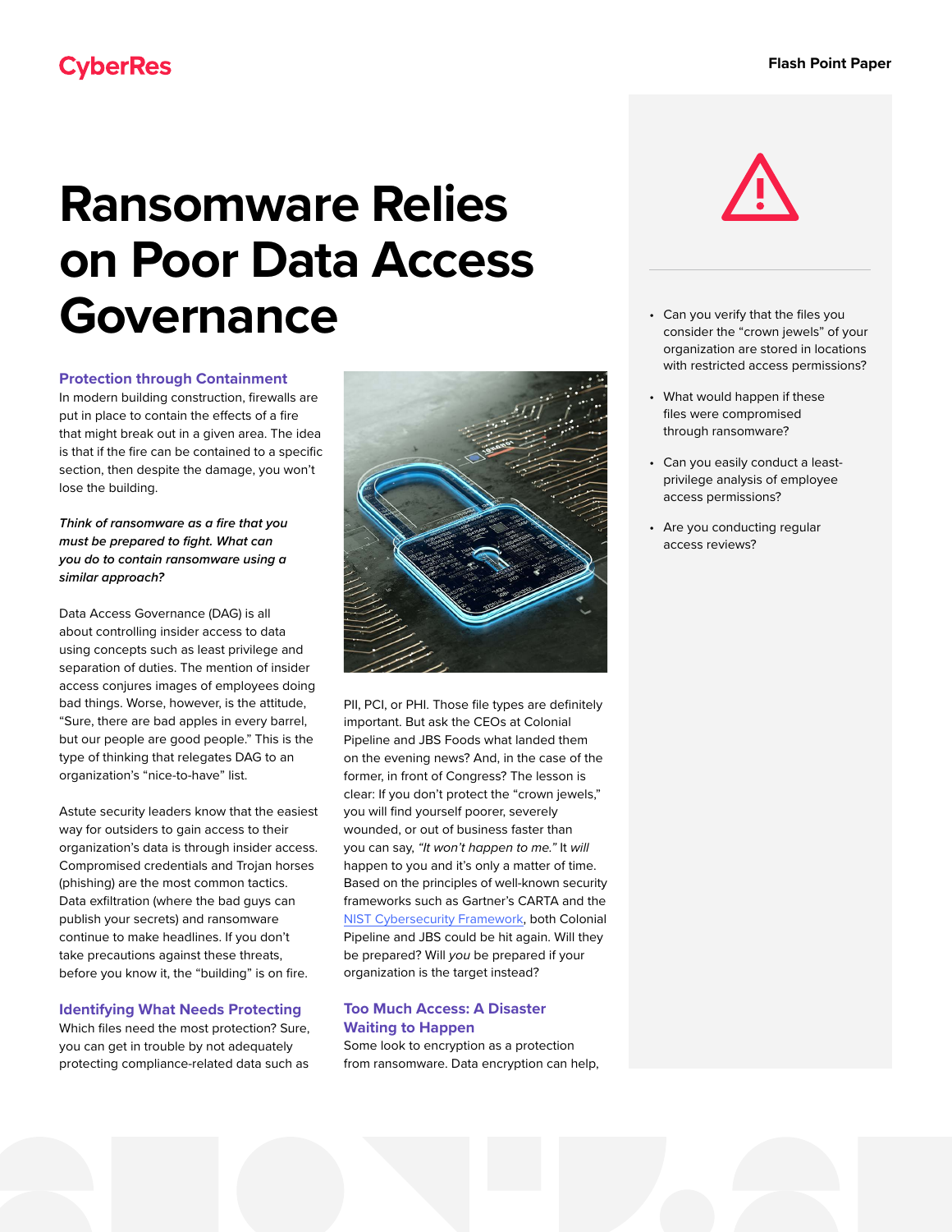# Ransomware Relies on Poor Data Access Governance

## Protection through Containment

In modern building construction, firewalls are put in place to contain the effects of a fire that might break out in a given area. The idea is that if the fire can be contained to a specific section, then despite the damage, you won't lose the building.

***Think of ransomware as a fire that you must be prepared to fight. What can you do to contain ransomware using a similar approach?***

Data Access Governance (DAG) is all about controlling insider access to data using concepts such as least privilege and separation of duties. The mention of insider access conjures images of employees doing bad things. Worse, however, is the attitude, "Sure, there are bad apples in every barrel, but our people are good people." This is the type of thinking that relegates DAG to an organization's "nice-to-have" list.

Astute security leaders know that the easiest way for outsiders to gain access to their organization's data is through insider access. Compromised credentials and Trojan horses (phishing) are the most common tactics. Data exfiltration (where the bad guys can publish your secrets) and ransomware continue to make headlines. If you don't take precautions against these threats, before you know it, the "building" is on fire.

## Identifying What Needs Protecting

Which files need the most protection? Sure, you can get in trouble by not adequately protecting compliance-related data such as PII, PCI, or PHI. Those file types are definitely important. But ask the CEOs at Colonial Pipeline and JBS Foods what landed them on the evening news? And, in the case of the former, in front of Congress? The lesson is clear: If you don't protect the "crown jewels," you will find yourself poorer, severely wounded, or out of business faster than you can say, *"It won't happen to me."* It *will* happen to you and it's only a matter of time. Based on the principles of well-known security frameworks such as Gartner's CARTA and the NIST Cybersecurity Framework, both Colonial Pipeline and JBS could be hit again. Will they be prepared? Will *you* be prepared if your organization is the target instead?

## Too Much Access: A Disaster Waiting to Happen

Some look to encryption as a protection from ransomware. Data encryption can help,

- Can you verify that the files you consider the "crown jewels" of your organization are stored in locations with restricted access permissions?
- What would happen if these files were compromised through ransomware?
- Can you easily conduct a least-privilege analysis of employee access permissions?
- Are you conducting regular access reviews?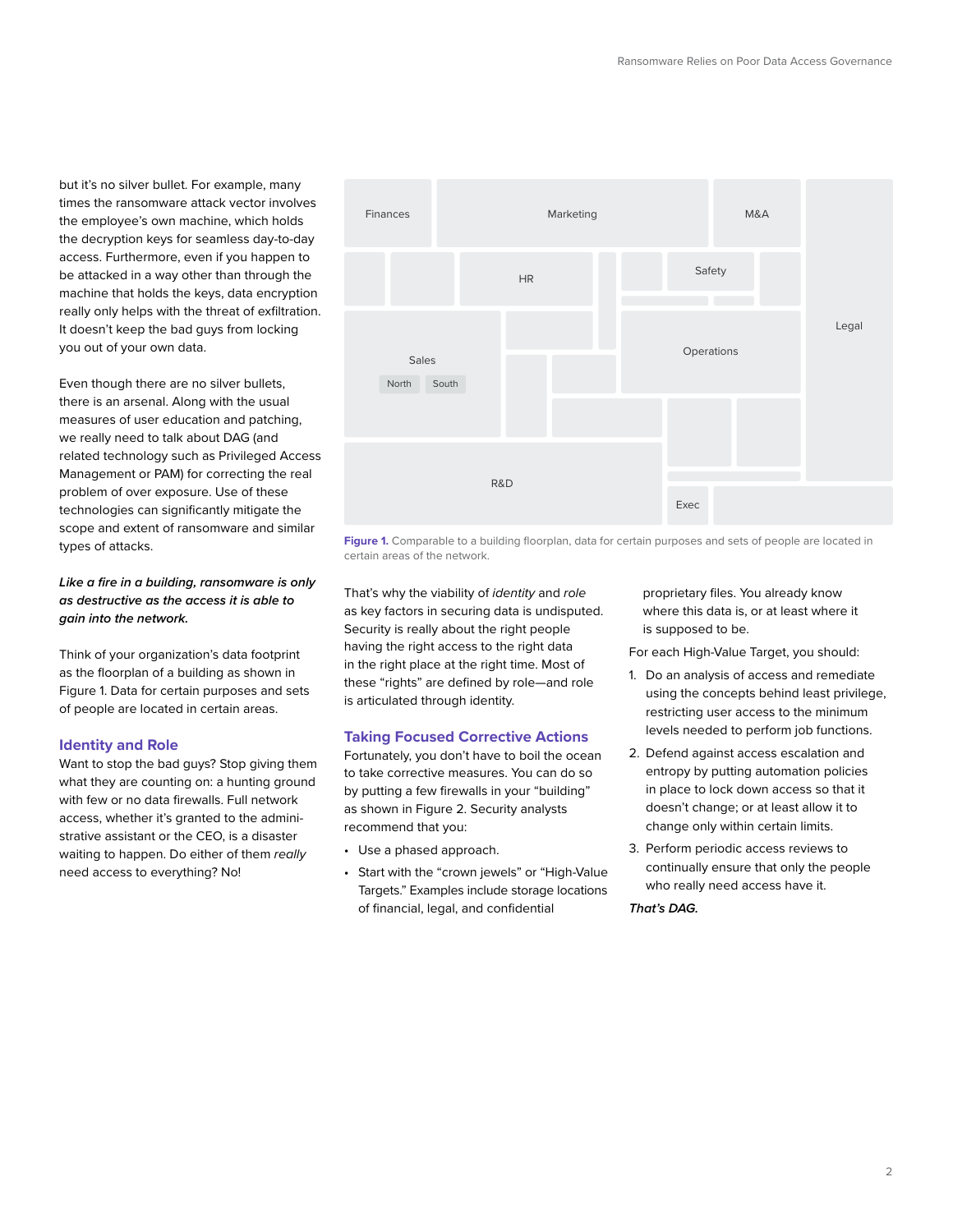but it's no silver bullet. For example, many times the ransomware attack vector involves the employee's own machine, which holds the decryption keys for seamless day-to-day access. Furthermore, even if you happen to be attacked in a way other than through the machine that holds the keys, data encryption really only helps with the threat of exfiltration. It doesn't keep the bad guys from locking you out of your own data.

Even though there are no silver bullets, there is an arsenal. Along with the usual measures of user education and patching, we really need to talk about DAG (and related technology such as Privileged Access Management or PAM) for correcting the real problem of over exposure. Use of these technologies can significantly mitigate the scope and extent of ransomware and similar types of attacks.

***Like a fire in a building, ransomware is only as destructive as the access it is able to gain into the network.***

Think of your organization's data footprint as the floorplan of a building as shown in Figure 1. Data for certain purposes and sets of people are located in certain areas.

Finances | Marketing | M&A | HR | Safety | Legal | Sales (North, South) | Operations | R&D | Exec

**Figure 1.** Comparable to a building floorplan, data for certain purposes and sets of people are located in certain areas of the network.

## Identity and Role

Want to stop the bad guys? Stop giving them what they are counting on: a hunting ground with few or no data firewalls. Full network access, whether it's granted to the administrative assistant or the CEO, is a disaster waiting to happen. Do either of them *really* need access to everything? No!

That's why the viability of *identity* and *role* as key factors in securing data is undisputed. Security is really about the right people having the right access to the right data in the right place at the right time. Most of these "rights" are defined by role—and role is articulated through identity.

## Taking Focused Corrective Actions

Fortunately, you don't have to boil the ocean to take corrective measures. You can do so by putting a few firewalls in your "building" as shown in Figure 2. Security analysts recommend that you:

- Use a phased approach.
- Start with the "crown jewels" or "High-Value Targets." Examples include storage locations of financial, legal, and confidential proprietary files. You already know where this data is, or at least where it is supposed to be.

For each High-Value Target, you should:

1. Do an analysis of access and remediate using the concepts behind least privilege, restricting user access to the minimum levels needed to perform job functions.
2. Defend against access escalation and entropy by putting automation policies in place to lock down access so that it doesn't change; or at least allow it to change only within certain limits.
3. Perform periodic access reviews to continually ensure that only the people who really need access have it.

***That's DAG.***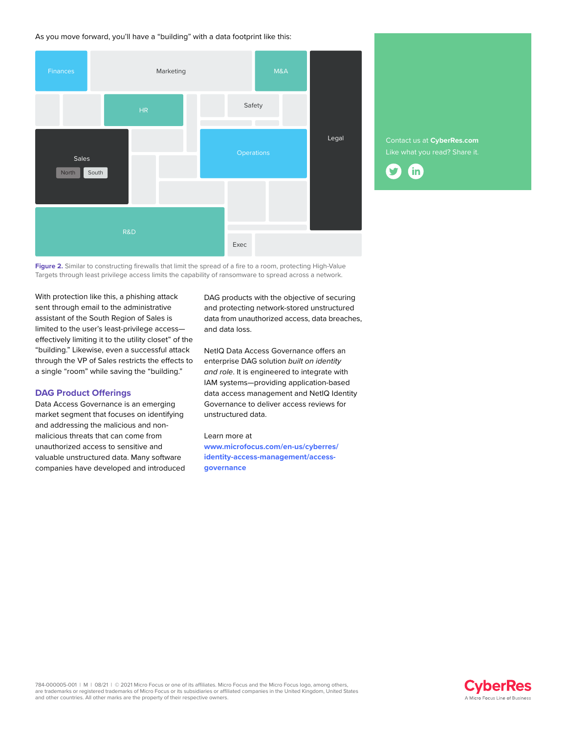As you move forward, you'll have a "building" with a data footprint like this:

Finances
Marketing
M&A
Legal
HR
Safety
Sales
North
South
Operations
R&D
Exec

**Figure 2.** Similar to constructing firewalls that limit the spread of a fire to a room, protecting High-Value Targets through least privilege access limits the capability of ransomware to spread across a network.

With protection like this, a phishing attack sent through email to the administrative assistant of the South Region of Sales is limited to the user's least-privilege access—effectively limiting it to the utility closet" of the "building." Likewise, even a successful attack through the VP of Sales restricts the effects to a single "room" while saving the "building."

## DAG Product Offerings

Data Access Governance is an emerging market segment that focuses on identifying and addressing the malicious and non-malicious threats that can come from unauthorized access to sensitive and valuable unstructured data. Many software companies have developed and introduced DAG products with the objective of securing and protecting network-stored unstructured data from unauthorized access, data breaches, and data loss.

NetIQ Data Access Governance offers an enterprise DAG solution *built on identity and role*. It is engineered to integrate with IAM systems—providing application-based data access management and NetIQ Identity Governance to deliver access reviews for unstructured data.

Learn more at
**www.microfocus.com/en-us/cyberres/identity-access-management/access-governance**

Contact us at **CyberRes.com**
Like what you read? Share it.

784-000005-001 | M | 08/21 | © 2021 Micro Focus or one of its affiliates. Micro Focus and the Micro Focus logo, among others, are trademarks or registered trademarks of Micro Focus or its subsidiaries or affiliated companies in the United Kingdom, United States and other countries. All other marks are the property of their respective owners.

CyberRes
A Micro Focus Line of Business